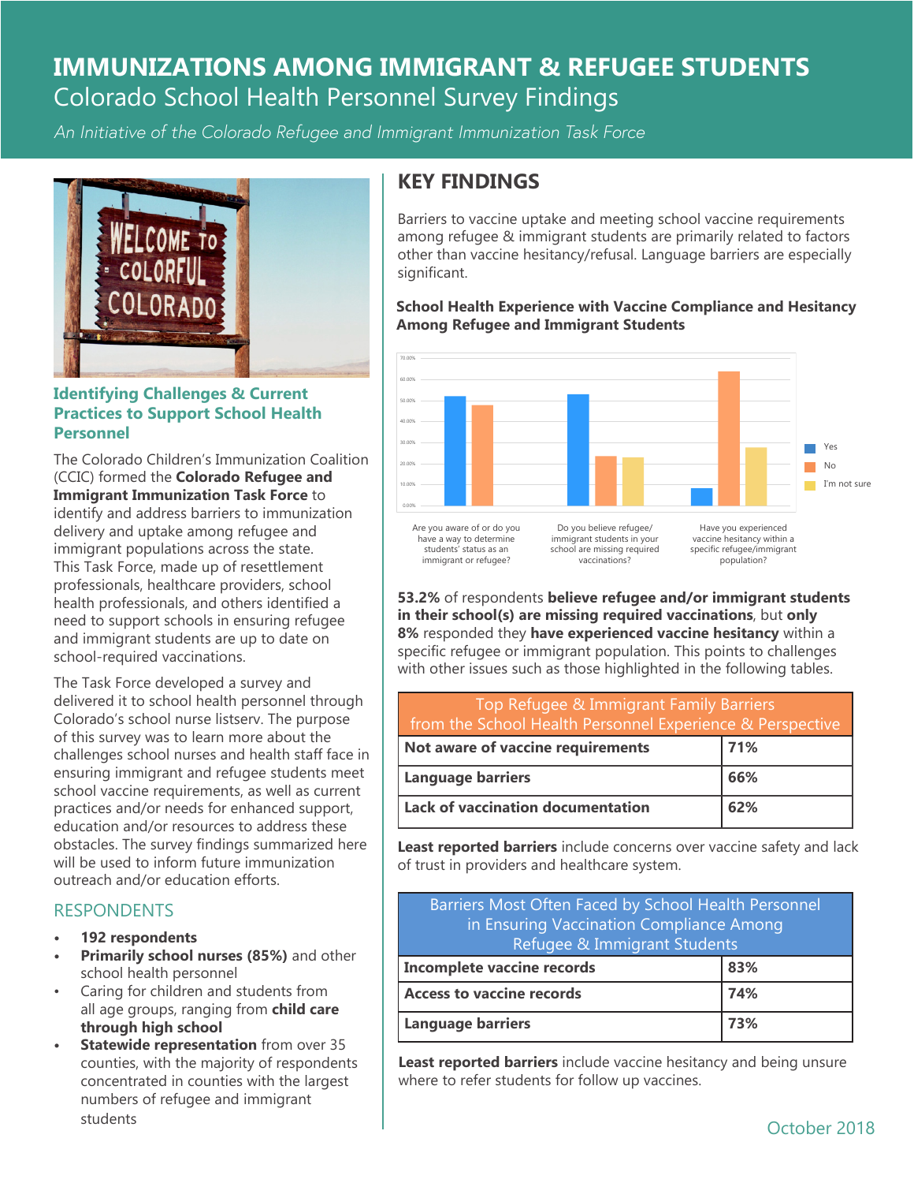# IMMUNIZATIONS AMONG IMMIGRANT & REFUGEE STUDENTS

## Colorado School Health Personnel Survey Findings

*An Initiative of the Colorado Refugee and Immigrant Immunization Task Force*

### Identifying Challenges & Current Practices to Support School Health Personnel

The Colorado Children's Immunization Coalition (CCIC) formed the **Colorado Refugee and Immigrant Immunization Task Force** to identify and address barriers to immunization delivery and uptake among refugee and immigrant populations across the state. This Task Force, made up of resettlement professionals, healthcare providers, school health professionals, and others identified a need to support schools in ensuring refugee and immigrant students are up to date on school-required vaccinations.

The Task Force developed a survey and delivered it to school health personnel through Colorado's school nurse listserv. The purpose of this survey was to learn more about the challenges school nurses and health staff face in ensuring immigrant and refugee students meet school vaccine requirements, as well as current practices and/or needs for enhanced support, education and/or resources to address these obstacles. The survey findings summarized here will be used to inform future immunization outreach and/or education efforts.

### RESPONDENTS

- **192 respondents**
- **Primarily school nurses (85%)** and other school health personnel
- Caring for children and students from all age groups, ranging from **child care through high school**
- **Statewide representation** from over 35 counties, with the majority of respondents concentrated in counties with the largest numbers of refugee and immigrant students

## KEY FINDINGS

Barriers to vaccine uptake and meeting school vaccine requirements among refugee & immigrant students are primarily related to factors other than vaccine hesitancy/refusal. Language barriers are especially significant.

**School Health Experience with Vaccine Compliance and Hesitancy Among Refugee and Immigrant Students**

| Question | Yes | No | I'm not sure |
|---|---|---|---|
| Are you aware of or do you have a way to determine students' status as an immigrant or refugee? | ~52% | ~48% | |
| Do you believe refugee/immigrant students in your school are missing required vaccinations? | ~53% | ~24% | ~23% |
| Have you experienced vaccine hesitancy within a specific refugee/immigrant population? | ~8% | ~64% | ~28% |

**53.2%** of respondents **believe refugee and/or immigrant students in their school(s) are missing required vaccinations**, but **only 8%** responded they **have experienced vaccine hesitancy** within a specific refugee or immigrant population. This points to challenges with other issues such as those highlighted in the following tables.

| Top Refugee & Immigrant Family Barriers from the School Health Personnel Experience & Perspective | |
|---|---|
| **Not aware of vaccine requirements** | **71%** |
| **Language barriers** | **66%** |
| **Lack of vaccination documentation** | **62%** |

**Least reported barriers** include concerns over vaccine safety and lack of trust in providers and healthcare system.

| Barriers Most Often Faced by School Health Personnel in Ensuring Vaccination Compliance Among Refugee & Immigrant Students | |
|---|---|
| **Incomplete vaccine records** | **83%** |
| **Access to vaccine records** | **74%** |
| **Language barriers** | **73%** |

**Least reported barriers** include vaccine hesitancy and being unsure where to refer students for follow up vaccines.

October 2018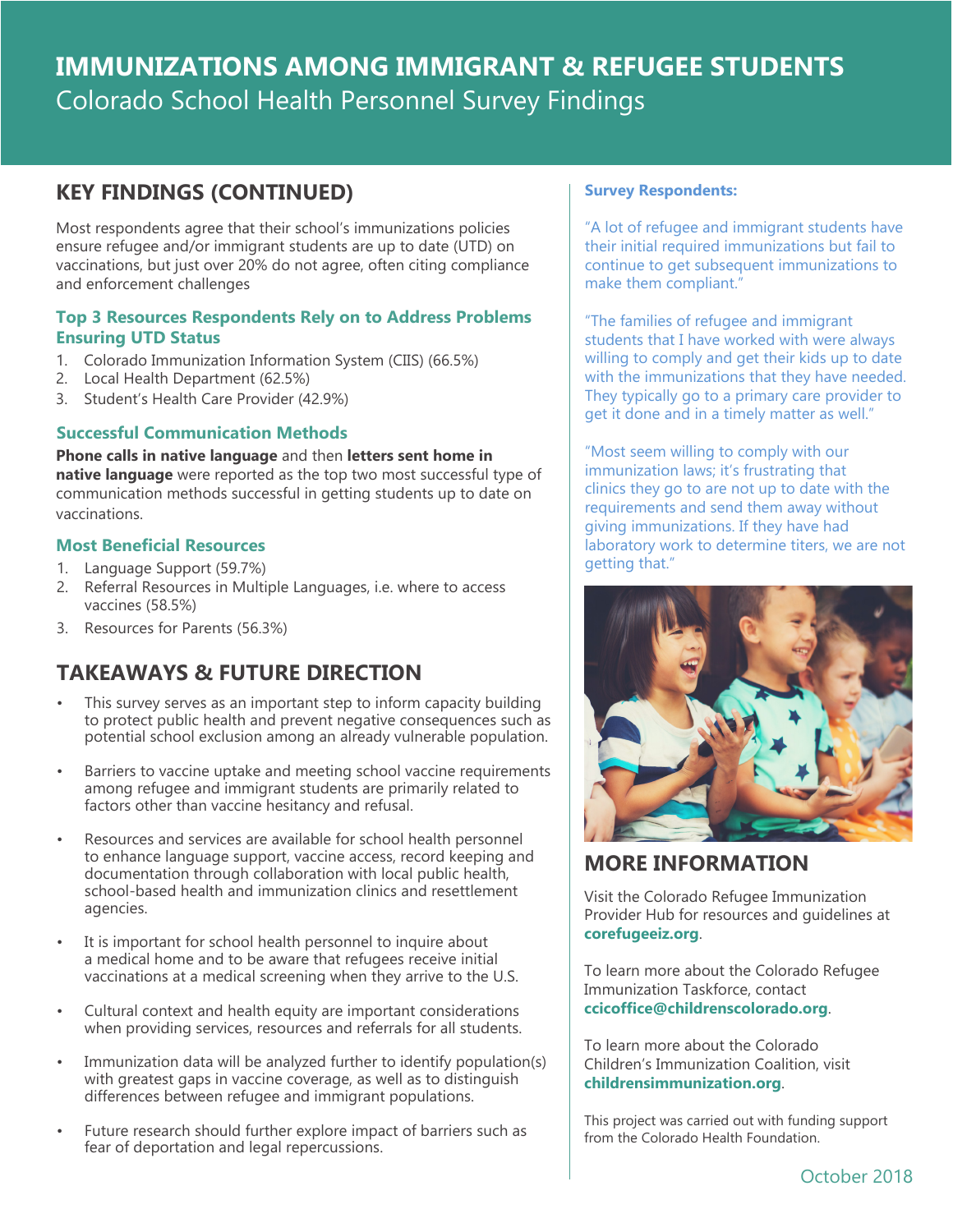# IMMUNIZATIONS AMONG IMMIGRANT & REFUGEE STUDENTS

Colorado School Health Personnel Survey Findings

## KEY FINDINGS (CONTINUED)

Most respondents agree that their school's immunizations policies ensure refugee and/or immigrant students are up to date (UTD) on vaccinations, but just over 20% do not agree, often citing compliance and enforcement challenges

### Top 3 Resources Respondents Rely on to Address Problems Ensuring UTD Status

1. Colorado Immunization Information System (CIIS) (66.5%)
2. Local Health Department (62.5%)
3. Student's Health Care Provider (42.9%)

### Successful Communication Methods

**Phone calls in native language** and then **letters sent home in native language** were reported as the top two most successful type of communication methods successful in getting students up to date on vaccinations.

### Most Beneficial Resources

1. Language Support (59.7%)
2. Referral Resources in Multiple Languages, i.e. where to access vaccines (58.5%)
3. Resources for Parents (56.3%)

## TAKEAWAYS & FUTURE DIRECTION

- This survey serves as an important step to inform capacity building to protect public health and prevent negative consequences such as potential school exclusion among an already vulnerable population.
- Barriers to vaccine uptake and meeting school vaccine requirements among refugee and immigrant students are primarily related to factors other than vaccine hesitancy and refusal.
- Resources and services are available for school health personnel to enhance language support, vaccine access, record keeping and documentation through collaboration with local public health, school-based health and immunization clinics and resettlement agencies.
- It is important for school health personnel to inquire about a medical home and to be aware that refugees receive initial vaccinations at a medical screening when they arrive to the U.S.
- Cultural context and health equity are important considerations when providing services, resources and referrals for all students.
- Immunization data will be analyzed further to identify population(s) with greatest gaps in vaccine coverage, as well as to distinguish differences between refugee and immigrant populations.
- Future research should further explore impact of barriers such as fear of deportation and legal repercussions.

### Survey Respondents:

"A lot of refugee and immigrant students have their initial required immunizations but fail to continue to get subsequent immunizations to make them compliant."

"The families of refugee and immigrant students that I have worked with were always willing to comply and get their kids up to date with the immunizations that they have needed. They typically go to a primary care provider to get it done and in a timely matter as well."

"Most seem willing to comply with our immunization laws; it's frustrating that clinics they go to are not up to date with the requirements and send them away without giving immunizations. If they have had laboratory work to determine titers, we are not getting that."

## MORE INFORMATION

Visit the Colorado Refugee Immunization Provider Hub for resources and guidelines at **corefugeeiz.org**.

To learn more about the Colorado Refugee Immunization Taskforce, contact **ccicoffice@childrenscolorado.org**.

To learn more about the Colorado Children's Immunization Coalition, visit **childrensimmunization.org**.

This project was carried out with funding support from the Colorado Health Foundation.

October 2018